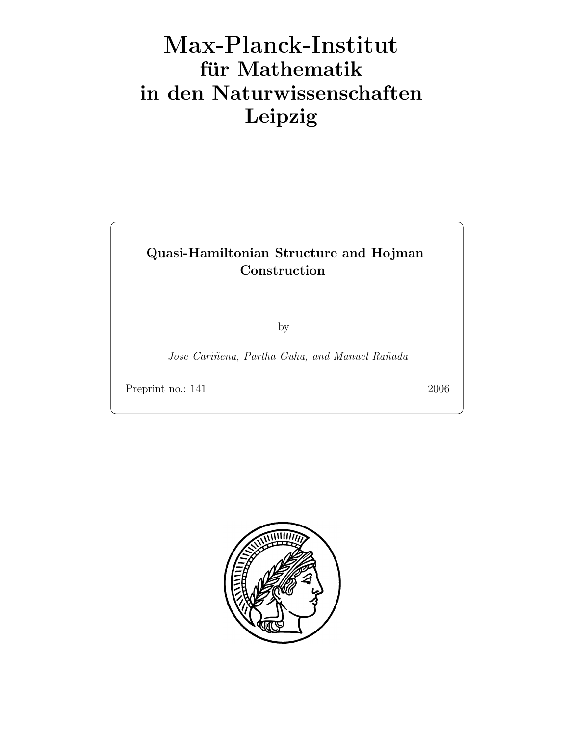# Max-Planck-Institut
# für Mathematik
# in den Naturwissenschaften
# Leipzig

**Quasi-Hamiltonian Structure and Hojman Construction**

by

*Jose Cariñena, Partha Guha, and Manuel Rañada*

Preprint no.: 141 2006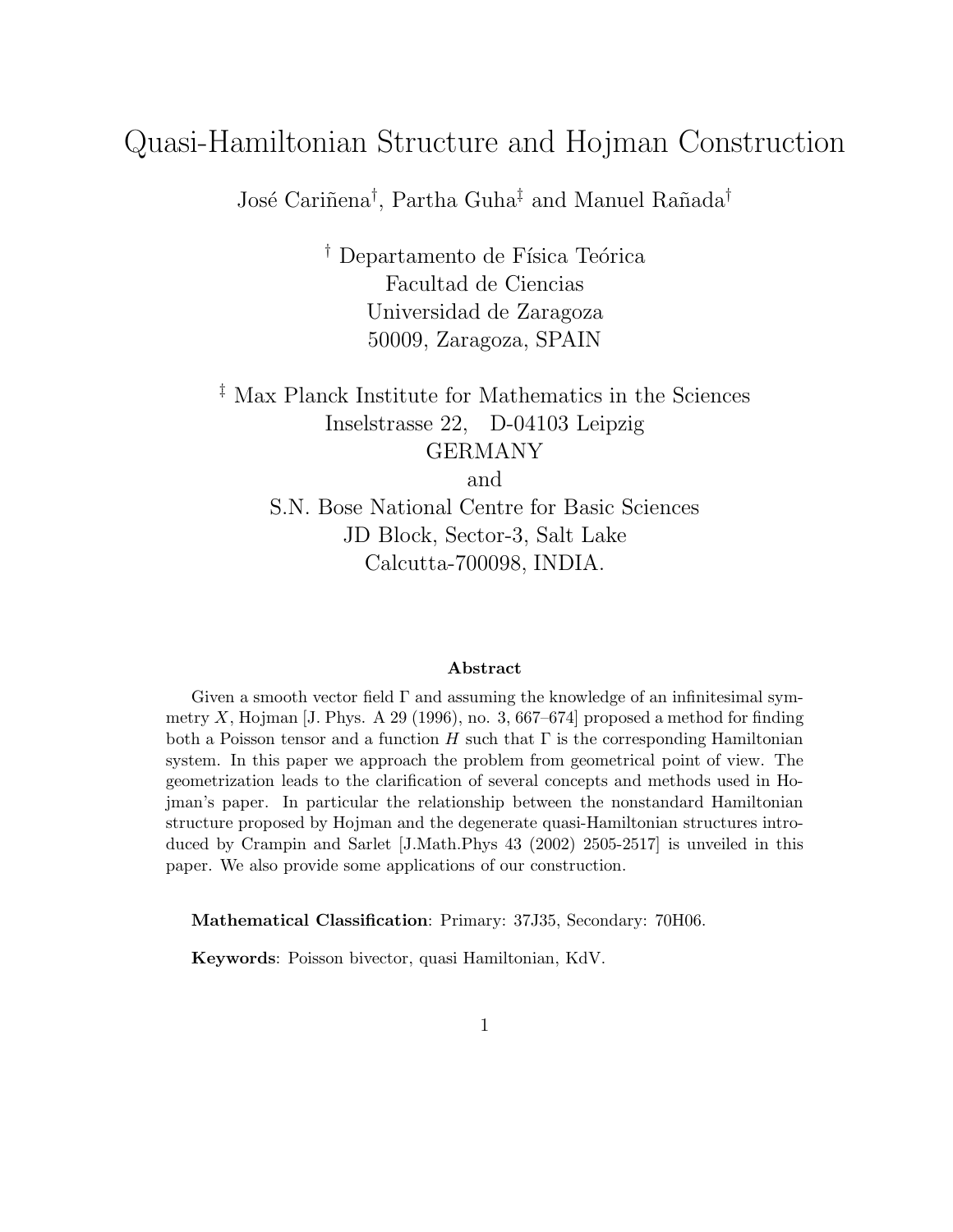# Quasi-Hamiltonian Structure and Hojman Construction

José Cariñena[†], Partha Guha[‡] and Manuel Rañada[†]

[†] Departamento de Física Teórica
Facultad de Ciencias
Universidad de Zaragoza
50009, Zaragoza, SPAIN

[‡] Max Planck Institute for Mathematics in the Sciences
Inselstrasse 22, D-04103 Leipzig
GERMANY
and
S.N. Bose National Centre for Basic Sciences
JD Block, Sector-3, Salt Lake
Calcutta-700098, INDIA.

### Abstract

Given a smooth vector field $\Gamma$ and assuming the knowledge of an infinitesimal symmetry $X$, Hojman [J. Phys. A 29 (1996), no. 3, 667–674] proposed a method for finding both a Poisson tensor and a function $H$ such that $\Gamma$ is the corresponding Hamiltonian system. In this paper we approach the problem from geometrical point of view. The geometrization leads to the clarification of several concepts and methods used in Hojman's paper. In particular the relationship between the nonstandard Hamiltonian structure proposed by Hojman and the degenerate quasi-Hamiltonian structures introduced by Crampin and Sarlet [J.Math.Phys 43 (2002) 2505-2517] is unveiled in this paper. We also provide some applications of our construction.

**Mathematical Classification**: Primary: 37J35, Secondary: 70H06.

**Keywords**: Poisson bivector, quasi Hamiltonian, KdV.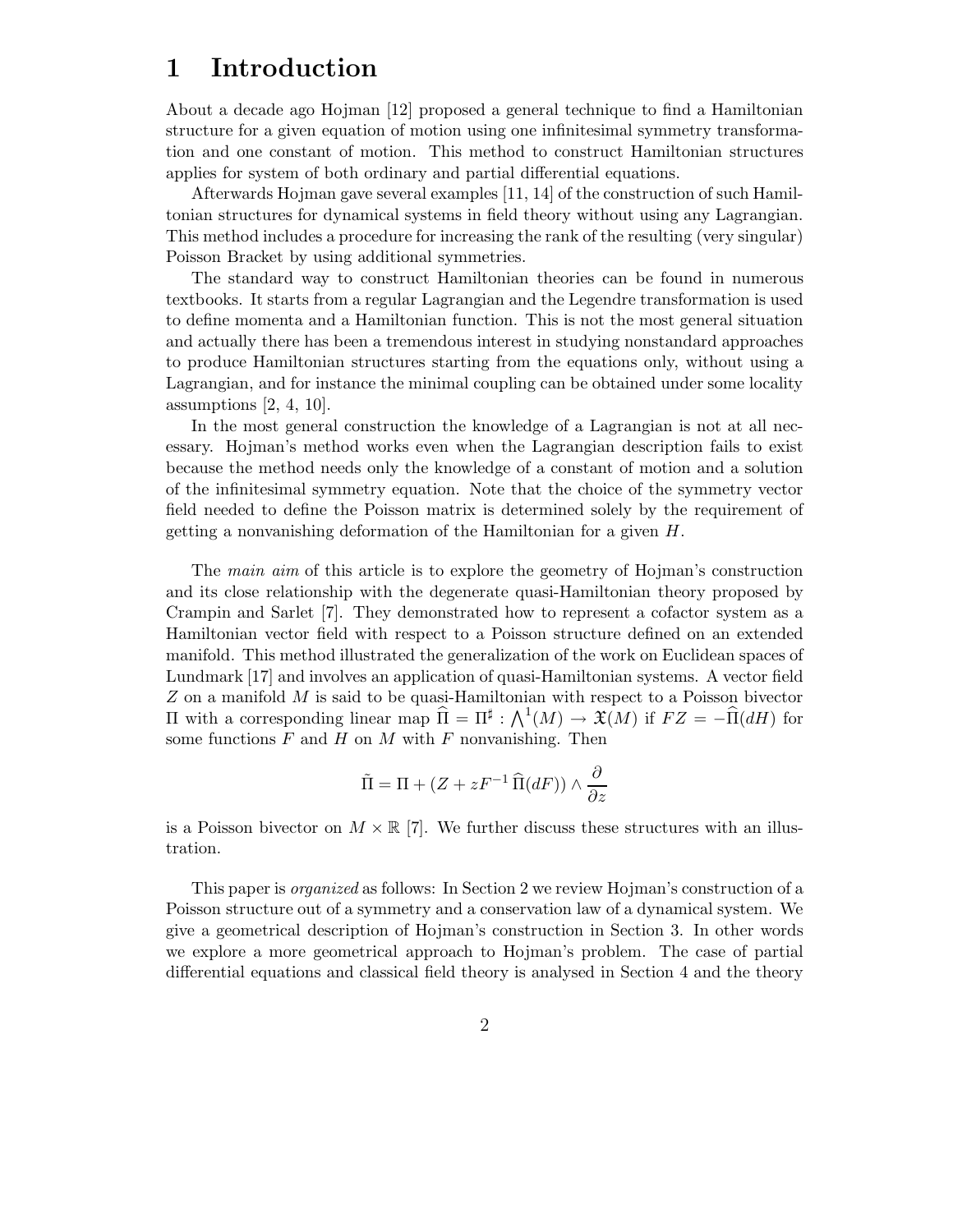# 1 Introduction

About a decade ago Hojman [12] proposed a general technique to find a Hamiltonian structure for a given equation of motion using one infinitesimal symmetry transformation and one constant of motion. This method to construct Hamiltonian structures applies for system of both ordinary and partial differential equations.

Afterwards Hojman gave several examples [11, 14] of the construction of such Hamiltonian structures for dynamical systems in field theory without using any Lagrangian. This method includes a procedure for increasing the rank of the resulting (very singular) Poisson Bracket by using additional symmetries.

The standard way to construct Hamiltonian theories can be found in numerous textbooks. It starts from a regular Lagrangian and the Legendre transformation is used to define momenta and a Hamiltonian function. This is not the most general situation and actually there has been a tremendous interest in studying nonstandard approaches to produce Hamiltonian structures starting from the equations only, without using a Lagrangian, and for instance the minimal coupling can be obtained under some locality assumptions [2, 4, 10].

In the most general construction the knowledge of a Lagrangian is not at all necessary. Hojman's method works even when the Lagrangian description fails to exist because the method needs only the knowledge of a constant of motion and a solution of the infinitesimal symmetry equation. Note that the choice of the symmetry vector field needed to define the Poisson matrix is determined solely by the requirement of getting a nonvanishing deformation of the Hamiltonian for a given $H$.

The *main aim* of this article is to explore the geometry of Hojman's construction and its close relationship with the degenerate quasi-Hamiltonian theory proposed by Crampin and Sarlet [7]. They demonstrated how to represent a cofactor system as a Hamiltonian vector field with respect to a Poisson structure defined on an extended manifold. This method illustrated the generalization of the work on Euclidean spaces of Lundmark [17] and involves an application of quasi-Hamiltonian systems. A vector field $Z$ on a manifold $M$ is said to be quasi-Hamiltonian with respect to a Poisson bivector $\Pi$ with a corresponding linear map $\widehat{\Pi} = \Pi^{\sharp} : \bigwedge^1(M) \to \mathfrak{X}(M)$ if $FZ = -\widehat{\Pi}(dH)$ for some functions $F$ and $H$ on $M$ with $F$ nonvanishing. Then

$$\tilde{\Pi} = \Pi + (Z + zF^{-1}\,\widehat{\Pi}(dF)) \wedge \frac{\partial}{\partial z}$$

is a Poisson bivector on $M \times \mathbb{R}$ [7]. We further discuss these structures with an illustration.

This paper is *organized* as follows: In Section 2 we review Hojman's construction of a Poisson structure out of a symmetry and a conservation law of a dynamical system. We give a geometrical description of Hojman's construction in Section 3. In other words we explore a more geometrical approach to Hojman's problem. The case of partial differential equations and classical field theory is analysed in Section 4 and the theory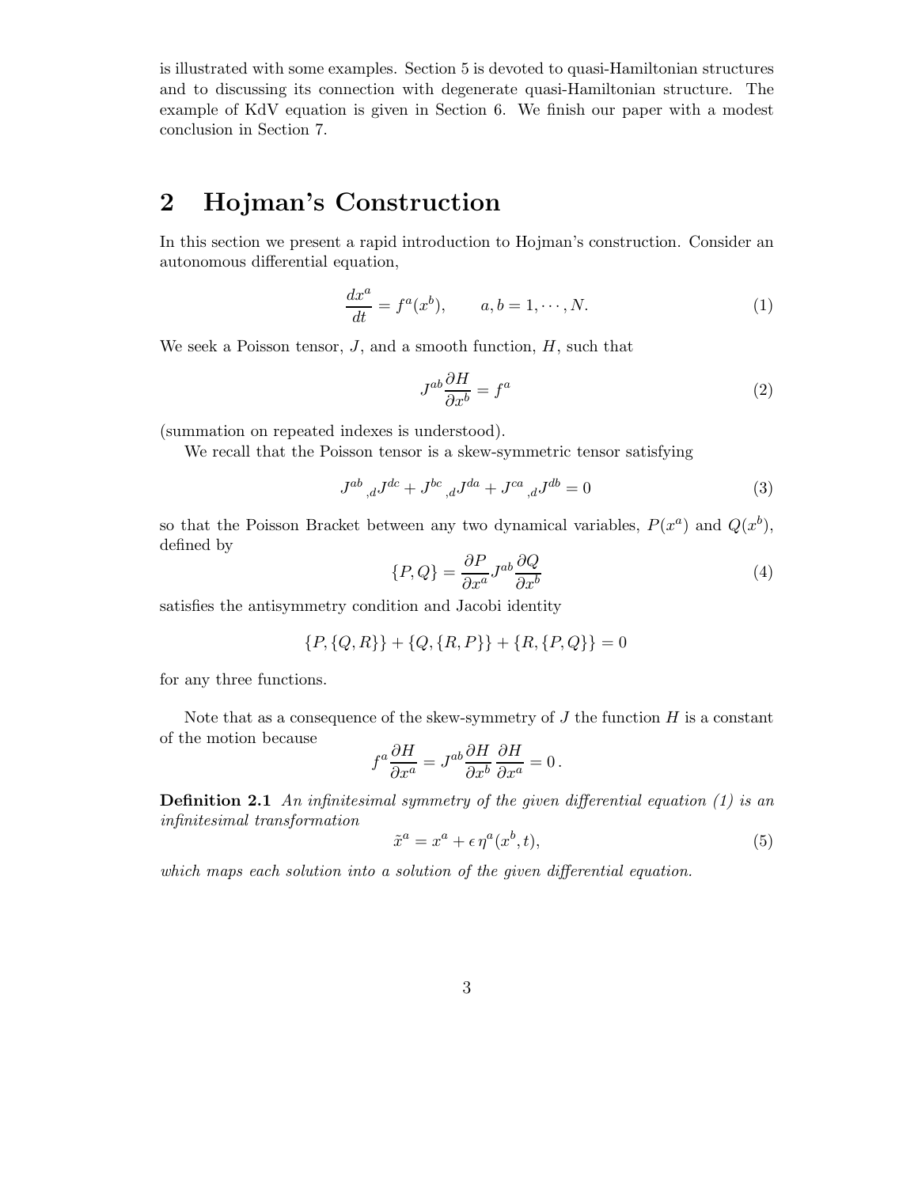is illustrated with some examples. Section 5 is devoted to quasi-Hamiltonian structures and to discussing its connection with degenerate quasi-Hamiltonian structure. The example of KdV equation is given in Section 6. We finish our paper with a modest conclusion in Section 7.

# 2 Hojman's Construction

In this section we present a rapid introduction to Hojman's construction. Consider an autonomous differential equation,

$$\frac{dx^a}{dt} = f^a(x^b), \qquad a, b = 1, \cdots, N. \tag{1}$$

We seek a Poisson tensor, $J$, and a smooth function, $H$, such that

$$J^{ab}\frac{\partial H}{\partial x^b} = f^a \tag{2}$$

(summation on repeated indexes is understood).

We recall that the Poisson tensor is a skew-symmetric tensor satisfying

$$J^{ab}{}_{,d}J^{dc} + J^{bc}{}_{,d}J^{da} + J^{ca}{}_{,d}J^{db} = 0 \tag{3}$$

so that the Poisson Bracket between any two dynamical variables, $P(x^a)$ and $Q(x^b)$, defined by

$$\{P, Q\} = \frac{\partial P}{\partial x^a}J^{ab}\frac{\partial Q}{\partial x^b} \tag{4}$$

satisfies the antisymmetry condition and Jacobi identity

$$\{P, \{Q, R\}\} + \{Q, \{R, P\}\} + \{R, \{P, Q\}\} = 0$$

for any three functions.

Note that as a consequence of the skew-symmetry of $J$ the function $H$ is a constant of the motion because

$$f^a\frac{\partial H}{\partial x^a} = J^{ab}\frac{\partial H}{\partial x^b}\,\frac{\partial H}{\partial x^a} = 0\,.$$

**Definition 2.1** *An infinitesimal symmetry of the given differential equation (1) is an infinitesimal transformation*

$$\tilde{x}^a = x^a + \epsilon\,\eta^a(x^b, t), \tag{5}$$

*which maps each solution into a solution of the given differential equation.*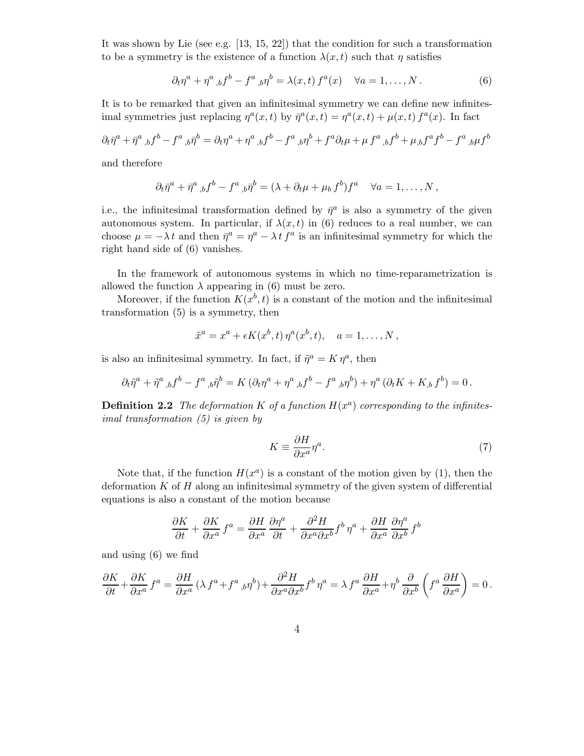It was shown by Lie (see e.g. [13, 15, 22]) that the condition for such a transformation to be a symmetry is the existence of a function $\lambda(x,t)$ such that $\eta$ satisfies

$$\partial_t \eta^a + \eta^a{}_{,b} f^b - f^a{}_{,b}\eta^b = \lambda(x,t)\, f^a(x) \quad \forall a = 1,\ldots,N\,. \tag{6}$$

It is to be remarked that given an infinitesimal symmetry we can define new infinitesimal symmetries just replacing $\eta^a(x,t)$ by $\bar\eta^a(x,t) = \eta^a(x,t) + \mu(x,t)\, f^a(x)$. In fact

$$\partial_t \bar\eta^a + \bar\eta^a{}_{,b} f^b - f^a{}_{,b}\bar\eta^b = \partial_t \eta^a + \eta^a{}_{,b} f^b - f^a{}_{,b}\eta^b + f^a \partial_t\mu + \mu\, f^a{}_{,b} f^b + \mu_{,b} f^a f^b - f^a{}_{,b}\mu f^b$$

and therefore

$$\partial_t \bar\eta^a + \bar\eta^a{}_{,b} f^b - f^a{}_{,b}\bar\eta^b = (\lambda + \partial_t\mu + \mu_b\, f^b) f^a \quad \forall a = 1,\ldots,N\,,$$

i.e., the infinitesimal transformation defined by $\bar\eta^a$ is also a symmetry of the given autonomous system. In particular, if $\lambda(x,t)$ in (6) reduces to a real number, we can choose $\mu = -\lambda\, t$ and then $\bar\eta^a = \eta^a - \lambda\, t\, f^a$ is an infinitesimal symmetry for which the right hand side of (6) vanishes.

In the framework of autonomous systems in which no time-reparametrization is allowed the function $\lambda$ appearing in (6) must be zero.

Moreover, if the function $K(x^b,t)$ is a constant of the motion and the infinitesimal transformation (5) is a symmetry, then

$$\tilde x^a = x^a + \epsilon K(x^b,t)\, \eta^a(x^b,t), \quad a = 1,\ldots,N\,,$$

is also an infinitesimal symmetry. In fact, if $\tilde\eta^a = K\,\eta^a$, then

$$\partial_t \tilde\eta^a + \tilde\eta^a{}_{,b} f^b - f^a{}_{,b}\tilde\eta^b = K\,(\partial_t \eta^a + \eta^a{}_{,b} f^b - f^a{}_{,b}\eta^b) + \eta^a\,(\partial_t K + K_{,b}\, f^b) = 0\,.$$

**Definition 2.2** *The deformation $K$ of a function $H(x^a)$ corresponding to the infinitesimal transformation (5) is given by*

$$K \equiv \frac{\partial H}{\partial x^a}\eta^a. \tag{7}$$

Note that, if the function $H(x^a)$ is a constant of the motion given by (1), then the deformation $K$ of $H$ along an infinitesimal symmetry of the given system of differential equations is also a constant of the motion because

$$\frac{\partial K}{\partial t} + \frac{\partial K}{\partial x^a}\, f^a = \frac{\partial H}{\partial x^a}\,\frac{\partial \eta^a}{\partial t} + \frac{\partial^2 H}{\partial x^a \partial x^b} f^b\,\eta^a + \frac{\partial H}{\partial x^a}\,\frac{\partial \eta^a}{\partial x^b}\, f^b$$

and using (6) we find

$$\frac{\partial K}{\partial t} + \frac{\partial K}{\partial x^a}\, f^a = \frac{\partial H}{\partial x^a}\,(\lambda\, f^a + f^a{}_{,b}\eta^b) + \frac{\partial^2 H}{\partial x^a \partial x^b} f^b\,\eta^a = \lambda\, f^a\,\frac{\partial H}{\partial x^a} + \eta^b\,\frac{\partial}{\partial x^b}\left(f^a\,\frac{\partial H}{\partial x^a}\right) = 0\,.$$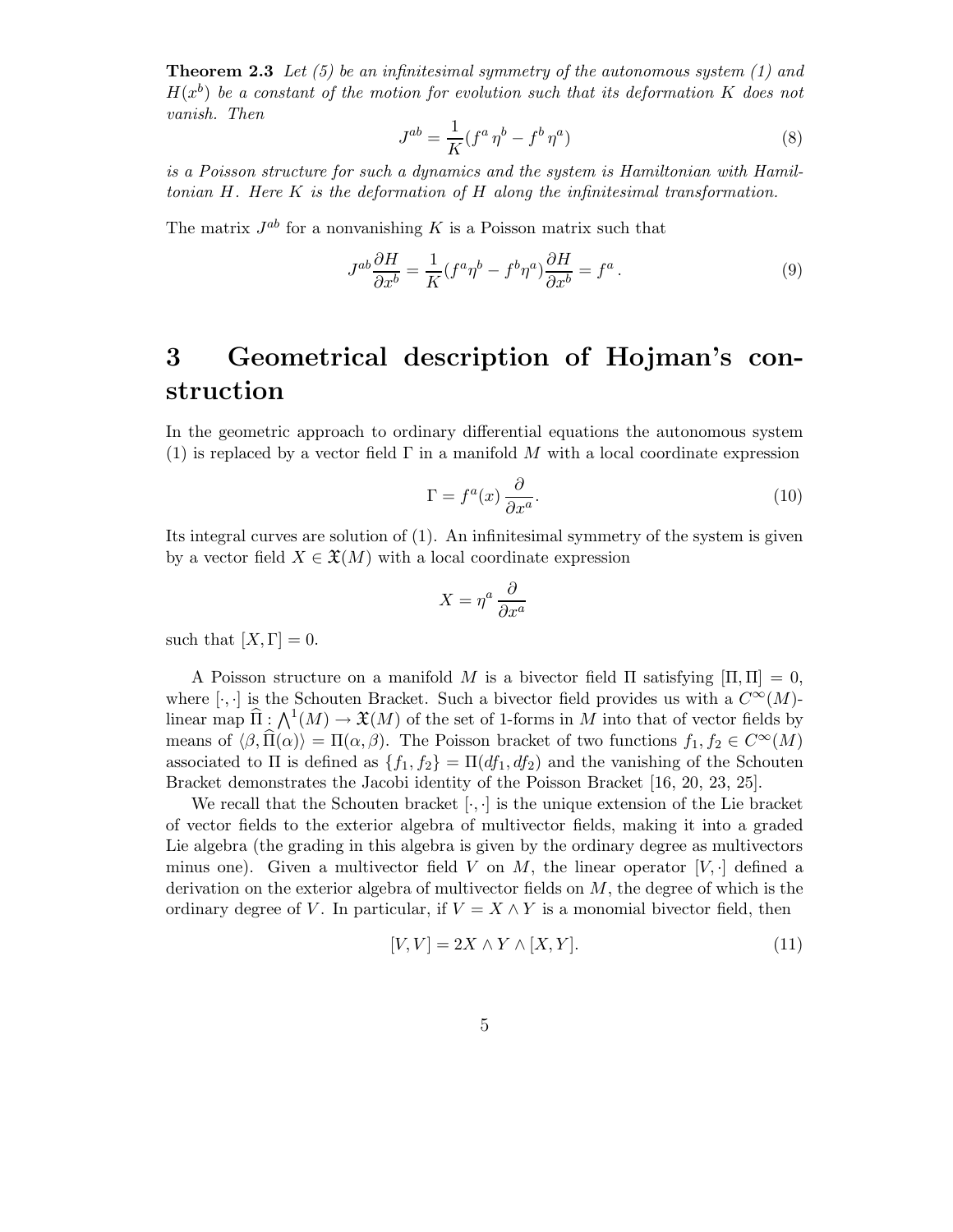**Theorem 2.3** *Let (5) be an infinitesimal symmetry of the autonomous system (1) and $H(x^b)$ be a constant of the motion for evolution such that its deformation $K$ does not vanish. Then*

$$J^{ab} = \frac{1}{K}(f^a\,\eta^b - f^b\,\eta^a) \tag{8}$$

*is a Poisson structure for such a dynamics and the system is Hamiltonian with Hamiltonian $H$. Here $K$ is the deformation of $H$ along the infinitesimal transformation.*

The matrix $J^{ab}$ for a nonvanishing $K$ is a Poisson matrix such that

$$J^{ab}\frac{\partial H}{\partial x^b} = \frac{1}{K}(f^a\eta^b - f^b\eta^a)\frac{\partial H}{\partial x^b} = f^a\,. \tag{9}$$

# 3 Geometrical description of Hojman's construction

In the geometric approach to ordinary differential equations the autonomous system (1) is replaced by a vector field $\Gamma$ in a manifold $M$ with a local coordinate expression

$$\Gamma = f^a(x)\,\frac{\partial}{\partial x^a}. \tag{10}$$

Its integral curves are solution of (1). An infinitesimal symmetry of the system is given by a vector field $X \in \mathfrak{X}(M)$ with a local coordinate expression

$$X = \eta^a\,\frac{\partial}{\partial x^a}$$

such that $[X, \Gamma] = 0$.

A Poisson structure on a manifold $M$ is a bivector field $\Pi$ satisfying $[\Pi, \Pi] = 0$, where $[\cdot,\cdot]$ is the Schouten Bracket. Such a bivector field provides us with a $C^\infty(M)$-linear map $\widehat{\Pi} : \bigwedge^1(M) \to \mathfrak{X}(M)$ of the set of 1-forms in $M$ into that of vector fields by means of $\langle \beta, \widehat{\Pi}(\alpha)\rangle = \Pi(\alpha, \beta)$. The Poisson bracket of two functions $f_1, f_2 \in C^\infty(M)$ associated to $\Pi$ is defined as $\{f_1, f_2\} = \Pi(df_1, df_2)$ and the vanishing of the Schouten Bracket demonstrates the Jacobi identity of the Poisson Bracket [16, 20, 23, 25].

We recall that the Schouten bracket $[\cdot,\cdot]$ is the unique extension of the Lie bracket of vector fields to the exterior algebra of multivector fields, making it into a graded Lie algebra (the grading in this algebra is given by the ordinary degree as multivectors minus one). Given a multivector field $V$ on $M$, the linear operator $[V, \cdot]$ defined a derivation on the exterior algebra of multivector fields on $M$, the degree of which is the ordinary degree of $V$. In particular, if $V = X \wedge Y$ is a monomial bivector field, then

$$[V, V] = 2X \wedge Y \wedge [X, Y]. \tag{11}$$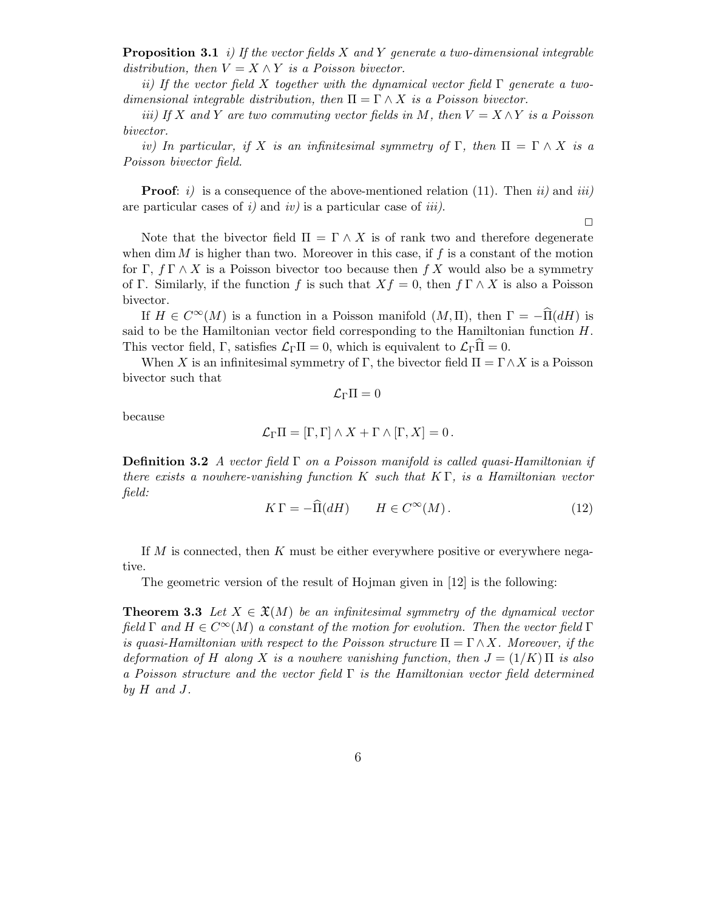**Proposition 3.1** *i) If the vector fields $X$ and $Y$ generate a two-dimensional integrable distribution, then $V = X \wedge Y$ is a Poisson bivector.*

*ii) If the vector field $X$ together with the dynamical vector field $\Gamma$ generate a two-dimensional integrable distribution, then $\Pi = \Gamma \wedge X$ is a Poisson bivector.*

*iii) If $X$ and $Y$ are two commuting vector fields in $M$, then $V = X \wedge Y$ is a Poisson bivector.*

*iv) In particular, if $X$ is an infinitesimal symmetry of $\Gamma$, then $\Pi = \Gamma \wedge X$ is a Poisson bivector field.*

**Proof**: *i)* is a consequence of the above-mentioned relation (11). Then *ii)* and *iii)* are particular cases of *i)* and *iv)* is a particular case of *iii)*.

□

Note that the bivector field $\Pi = \Gamma \wedge X$ is of rank two and therefore degenerate when $\dim M$ is higher than two. Moreover in this case, if $f$ is a constant of the motion for $\Gamma$, $f\,\Gamma \wedge X$ is a Poisson bivector too because then $f\,X$ would also be a symmetry of $\Gamma$. Similarly, if the function $f$ is such that $Xf = 0$, then $f\,\Gamma \wedge X$ is also a Poisson bivector.

If $H \in C^\infty(M)$ is a function in a Poisson manifold $(M, \Pi)$, then $\Gamma = -\widehat{\Pi}(dH)$ is said to be the Hamiltonian vector field corresponding to the Hamiltonian function $H$. This vector field, $\Gamma$, satisfies $\mathcal{L}_\Gamma \Pi = 0$, which is equivalent to $\mathcal{L}_\Gamma \widehat{\Pi} = 0$.

When $X$ is an infinitesimal symmetry of $\Gamma$, the bivector field $\Pi = \Gamma \wedge X$ is a Poisson bivector such that

$$\mathcal{L}_\Gamma \Pi = 0$$

because

$$\mathcal{L}_\Gamma \Pi = [\Gamma, \Gamma] \wedge X + \Gamma \wedge [\Gamma, X] = 0\,.$$

**Definition 3.2** *A vector field $\Gamma$ on a Poisson manifold is called quasi-Hamiltonian if there exists a nowhere-vanishing function $K$ such that $K\,\Gamma$, is a Hamiltonian vector field:*

$$K\,\Gamma = -\widehat{\Pi}(dH) \qquad H \in C^\infty(M)\,. \tag{12}$$

If $M$ is connected, then $K$ must be either everywhere positive or everywhere negative.

The geometric version of the result of Hojman given in [12] is the following:

**Theorem 3.3** *Let $X \in \mathfrak{X}(M)$ be an infinitesimal symmetry of the dynamical vector field $\Gamma$ and $H \in C^\infty(M)$ a constant of the motion for evolution. Then the vector field $\Gamma$ is quasi-Hamiltonian with respect to the Poisson structure $\Pi = \Gamma \wedge X$. Moreover, if the deformation of $H$ along $X$ is a nowhere vanishing function, then $J = (1/K)\,\Pi$ is also a Poisson structure and the vector field $\Gamma$ is the Hamiltonian vector field determined by $H$ and $J$.*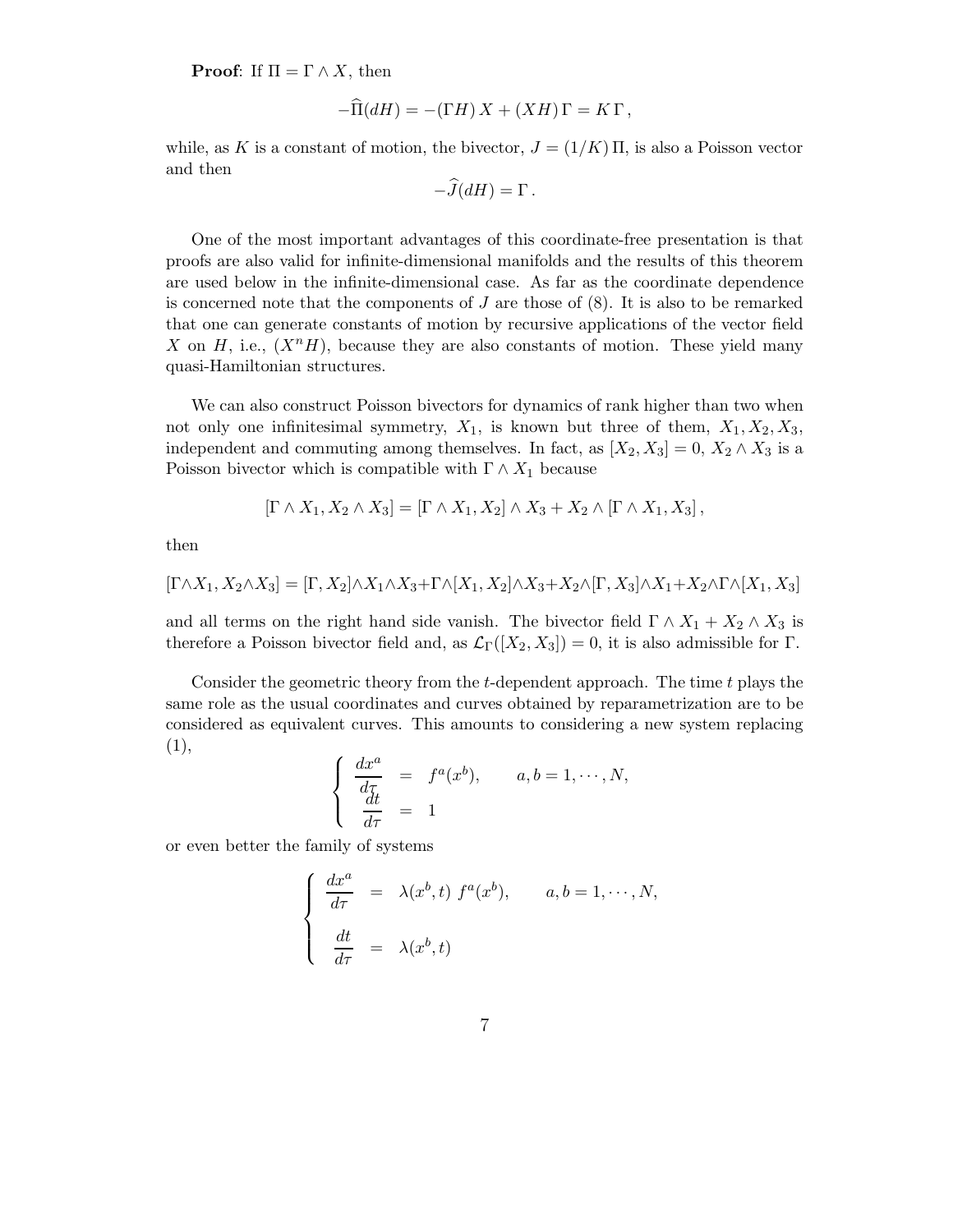**Proof**: If $\Pi = \Gamma \wedge X$, then

$$-\widehat{\Pi}(dH) = -(\Gamma H)\, X + (XH)\,\Gamma = K\,\Gamma\,,$$

while, as $K$ is a constant of motion, the bivector, $J = (1/K)\,\Pi$, is also a Poisson vector and then

$$-\widehat{J}(dH) = \Gamma\,.$$

One of the most important advantages of this coordinate-free presentation is that proofs are also valid for infinite-dimensional manifolds and the results of this theorem are used below in the infinite-dimensional case. As far as the coordinate dependence is concerned note that the components of $J$ are those of (8). It is also to be remarked that one can generate constants of motion by recursive applications of the vector field $X$ on $H$, i.e., $(X^n H)$, because they are also constants of motion. These yield many quasi-Hamiltonian structures.

We can also construct Poisson bivectors for dynamics of rank higher than two when not only one infinitesimal symmetry, $X_1$, is known but three of them, $X_1, X_2, X_3$, independent and commuting among themselves. In fact, as $[X_2, X_3] = 0$, $X_2 \wedge X_3$ is a Poisson bivector which is compatible with $\Gamma \wedge X_1$ because

$$[\Gamma \wedge X_1, X_2 \wedge X_3] = [\Gamma \wedge X_1, X_2] \wedge X_3 + X_2 \wedge [\Gamma \wedge X_1, X_3]\,,$$

then

$$[\Gamma\wedge X_1, X_2\wedge X_3] = [\Gamma, X_2]\wedge X_1\wedge X_3 + \Gamma\wedge[X_1, X_2]\wedge X_3 + X_2\wedge[\Gamma, X_3]\wedge X_1 + X_2\wedge\Gamma\wedge[X_1, X_3]$$

and all terms on the right hand side vanish. The bivector field $\Gamma \wedge X_1 + X_2 \wedge X_3$ is therefore a Poisson bivector field and, as $\mathcal{L}_\Gamma([X_2, X_3]) = 0$, it is also admissible for $\Gamma$.

Consider the geometric theory from the $t$-dependent approach. The time $t$ plays the same role as the usual coordinates and curves obtained by reparametrization are to be considered as equivalent curves. This amounts to considering a new system replacing (1),

$$\left\{\begin{array}{rcl} \dfrac{dx^a}{d\tau} &=& f^a(x^b), \qquad a, b = 1, \cdots, N, \\[2mm] \dfrac{dt}{d\tau} &=& 1 \end{array}\right.$$

or even better the family of systems

$$\left\{\begin{array}{rcl} \dfrac{dx^a}{d\tau} &=& \lambda(x^b, t)\; f^a(x^b), \qquad a, b = 1, \cdots, N, \\[2mm] \dfrac{dt}{d\tau} &=& \lambda(x^b, t) \end{array}\right.$$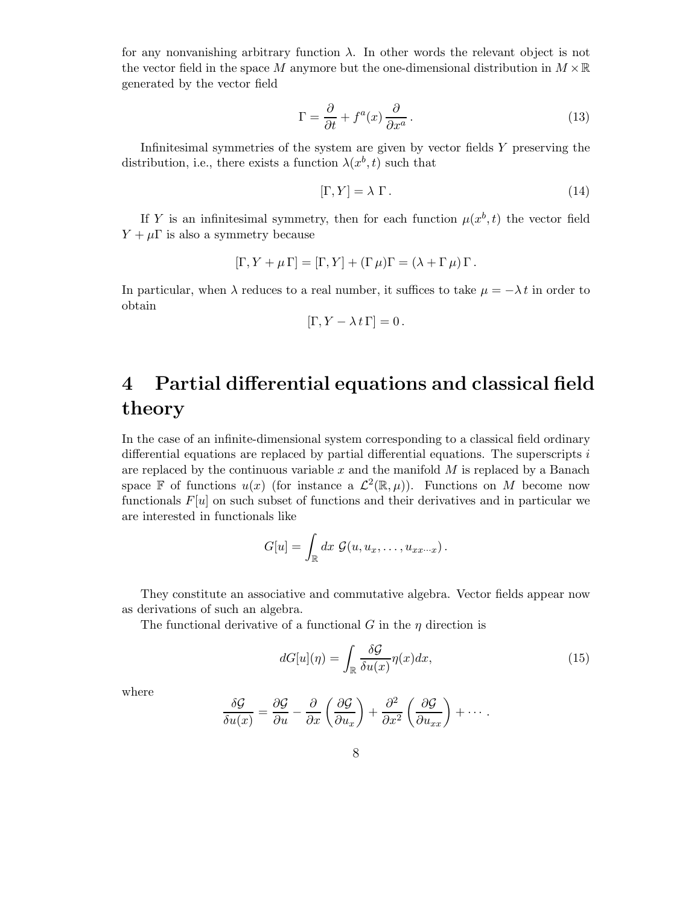for any nonvanishing arbitrary function $\lambda$. In other words the relevant object is not the vector field in the space $M$ anymore but the one-dimensional distribution in $M \times \mathbb{R}$ generated by the vector field

$$\Gamma = \frac{\partial}{\partial t} + f^a(x)\,\frac{\partial}{\partial x^a}\,. \tag{13}$$

Infinitesimal symmetries of the system are given by vector fields $Y$ preserving the distribution, i.e., there exists a function $\lambda(x^b, t)$ such that

$$[\Gamma, Y] = \lambda\;\Gamma\,. \tag{14}$$

If $Y$ is an infinitesimal symmetry, then for each function $\mu(x^b, t)$ the vector field $Y + \mu\Gamma$ is also a symmetry because

$$[\Gamma, Y + \mu\,\Gamma] = [\Gamma, Y] + (\Gamma\,\mu)\Gamma = (\lambda + \Gamma\,\mu)\,\Gamma\,.$$

In particular, when $\lambda$ reduces to a real number, it suffices to take $\mu = -\lambda\,t$ in order to obtain

$$[\Gamma, Y - \lambda\,t\,\Gamma] = 0\,.$$

# 4 Partial differential equations and classical field theory

In the case of an infinite-dimensional system corresponding to a classical field ordinary differential equations are replaced by partial differential equations. The superscripts $i$ are replaced by the continuous variable $x$ and the manifold $M$ is replaced by a Banach space $\mathbb{F}$ of functions $u(x)$ (for instance a $\mathcal{L}^2(\mathbb{R}, \mu)$). Functions on $M$ become now functionals $F[u]$ on such subset of functions and their derivatives and in particular we are interested in functionals like

$$G[u] = \int_{\mathbb{R}} dx\;\mathcal{G}(u, u_x, \ldots, u_{xx\cdots x})\,.$$

They constitute an associative and commutative algebra. Vector fields appear now as derivations of such an algebra.

The functional derivative of a functional $G$ in the $\eta$ direction is

$$dG[u](\eta) = \int_{\mathbb{R}} \frac{\delta \mathcal{G}}{\delta u(x)} \eta(x) dx, \tag{15}$$

where

$$\frac{\delta \mathcal{G}}{\delta u(x)} = \frac{\partial \mathcal{G}}{\partial u} - \frac{\partial}{\partial x}\left(\frac{\partial \mathcal{G}}{\partial u_x}\right) + \frac{\partial^2}{\partial x^2}\left(\frac{\partial \mathcal{G}}{\partial u_{xx}}\right) + \cdots\,.$$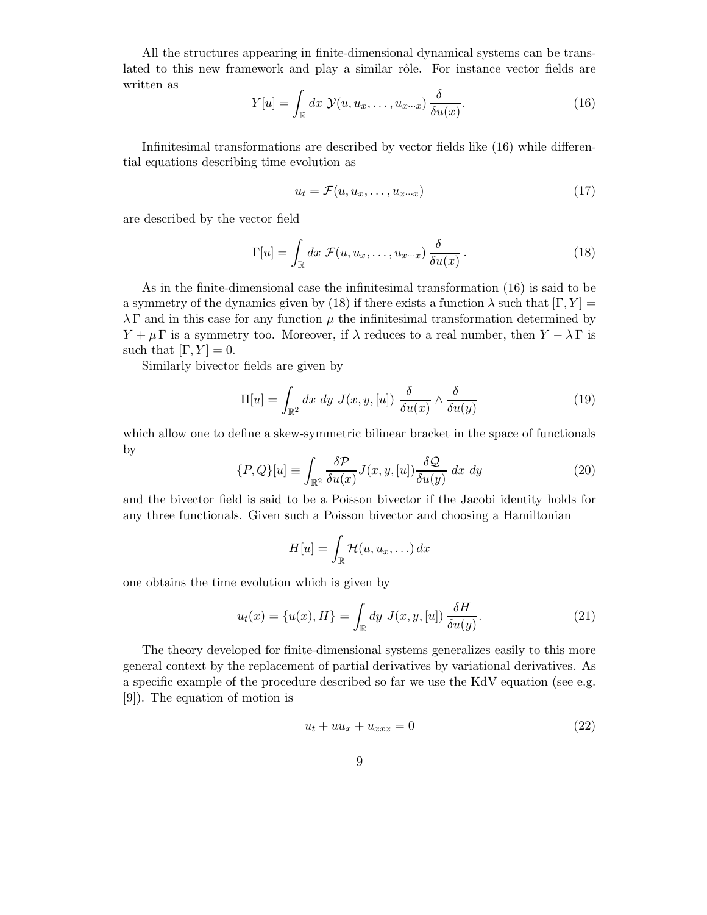All the structures appearing in finite-dimensional dynamical systems can be translated to this new framework and play a similar rôle. For instance vector fields are written as

$$Y[u] = \int_{\mathbb{R}} dx\ \mathcal{Y}(u, u_x, \ldots, u_{x\cdots x})\,\frac{\delta}{\delta u(x)}. \tag{16}$$

Infinitesimal transformations are described by vector fields like (16) while differential equations describing time evolution as

$$u_t = \mathcal{F}(u, u_x, \ldots, u_{x\cdots x}) \tag{17}$$

are described by the vector field

$$\Gamma[u] = \int_{\mathbb{R}} dx\ \mathcal{F}(u, u_x, \ldots, u_{x\cdots x})\,\frac{\delta}{\delta u(x)}\,. \tag{18}$$

As in the finite-dimensional case the infinitesimal transformation (16) is said to be a symmetry of the dynamics given by (18) if there exists a function $\lambda$ such that $[\Gamma, Y] = \lambda\,\Gamma$ and in this case for any function $\mu$ the infinitesimal transformation determined by $Y + \mu\,\Gamma$ is a symmetry too. Moreover, if $\lambda$ reduces to a real number, then $Y - \lambda\,\Gamma$ is such that $[\Gamma, Y] = 0$.

Similarly bivector fields are given by

$$\Pi[u] = \int_{\mathbb{R}^2} dx\ dy\ J(x, y, [u])\ \frac{\delta}{\delta u(x)} \wedge \frac{\delta}{\delta u(y)} \tag{19}$$

which allow one to define a skew-symmetric bilinear bracket in the space of functionals by

$$\{P, Q\}[u] \equiv \int_{\mathbb{R}^2} \frac{\delta \mathcal{P}}{\delta u(x)} J(x, y, [u]) \frac{\delta \mathcal{Q}}{\delta u(y)}\ dx\ dy \tag{20}$$

and the bivector field is said to be a Poisson bivector if the Jacobi identity holds for any three functionals. Given such a Poisson bivector and choosing a Hamiltonian

$$H[u] = \int_{\mathbb{R}} \mathcal{H}(u, u_x, \ldots)\, dx$$

one obtains the time evolution which is given by

$$u_t(x) = \{u(x), H\} = \int_{\mathbb{R}} dy\ J(x, y, [u])\,\frac{\delta H}{\delta u(y)}. \tag{21}$$

The theory developed for finite-dimensional systems generalizes easily to this more general context by the replacement of partial derivatives by variational derivatives. As a specific example of the procedure described so far we use the KdV equation (see e.g. [9]). The equation of motion is

$$u_t + u u_x + u_{xxx} = 0 \tag{22}$$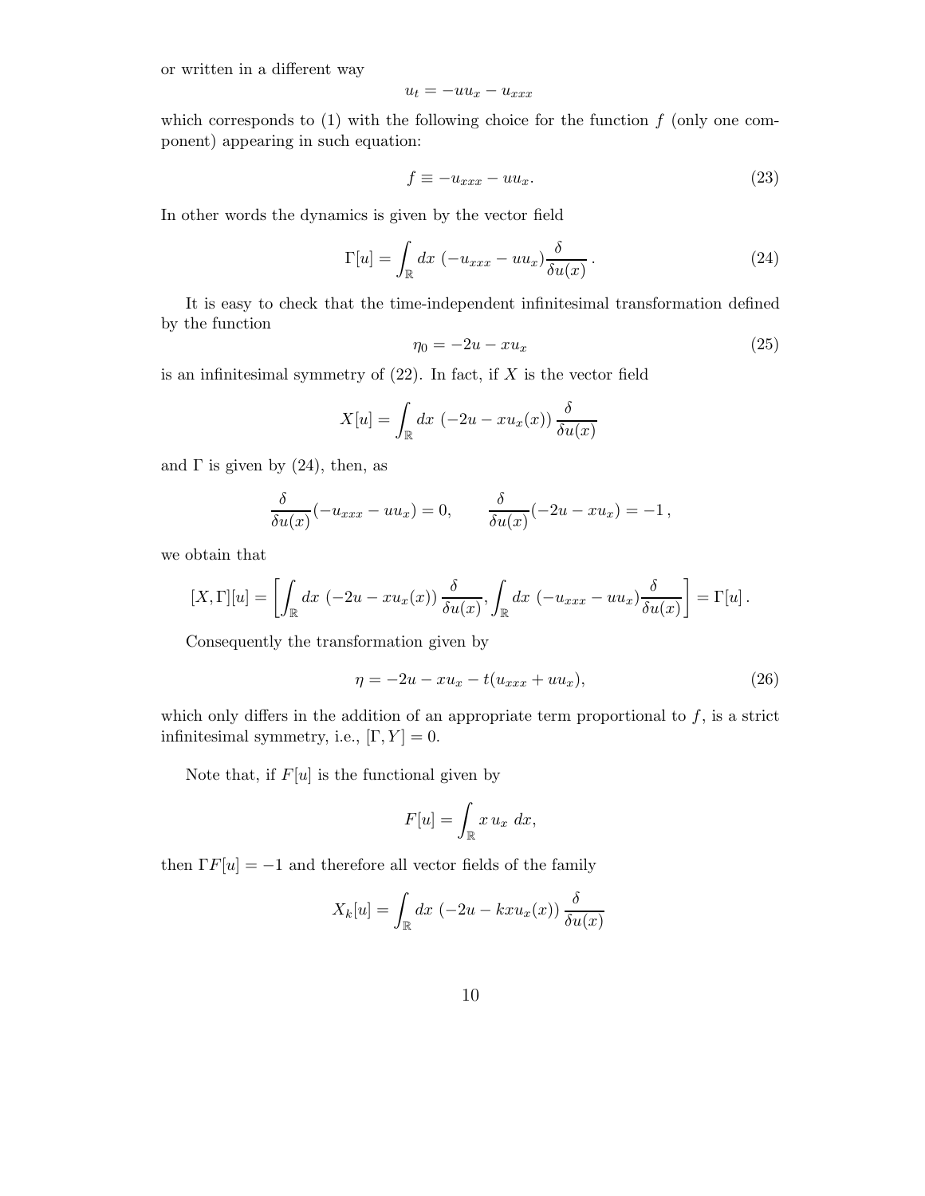or written in a different way

$$u_t = -uu_x - u_{xxx}$$

which corresponds to (1) with the following choice for the function $f$ (only one component) appearing in such equation:

$$f \equiv -u_{xxx} - uu_x. \tag{23}$$

In other words the dynamics is given by the vector field

$$\Gamma[u] = \int_{\mathbb{R}} dx\ (-u_{xxx} - uu_x)\frac{\delta}{\delta u(x)}\,. \tag{24}$$

It is easy to check that the time-independent infinitesimal transformation defined by the function

$$\eta_0 = -2u - xu_x \tag{25}$$

is an infinitesimal symmetry of (22). In fact, if $X$ is the vector field

$$X[u] = \int_{\mathbb{R}} dx\ (-2u - xu_x(x))\,\frac{\delta}{\delta u(x)}$$

and $\Gamma$ is given by (24), then, as

$$\frac{\delta}{\delta u(x)}(-u_{xxx} - uu_x) = 0, \qquad \frac{\delta}{\delta u(x)}(-2u - xu_x) = -1\,,$$

we obtain that

$$[X,\Gamma][u] = \left[\int_{\mathbb{R}} dx\ (-2u - xu_x(x))\,\frac{\delta}{\delta u(x)}, \int_{\mathbb{R}} dx\ (-u_{xxx} - uu_x)\frac{\delta}{\delta u(x)}\right] = \Gamma[u]\,.$$

Consequently the transformation given by

$$\eta = -2u - xu_x - t(u_{xxx} + uu_x), \tag{26}$$

which only differs in the addition of an appropriate term proportional to $f$, is a strict infinitesimal symmetry, i.e., $[\Gamma, Y] = 0$.

Note that, if $F[u]$ is the functional given by

$$F[u] = \int_{\mathbb{R}} x\, u_x\ dx,$$

then $\Gamma F[u] = -1$ and therefore all vector fields of the family

$$X_k[u] = \int_{\mathbb{R}} dx\ (-2u - kxu_x(x))\,\frac{\delta}{\delta u(x)}$$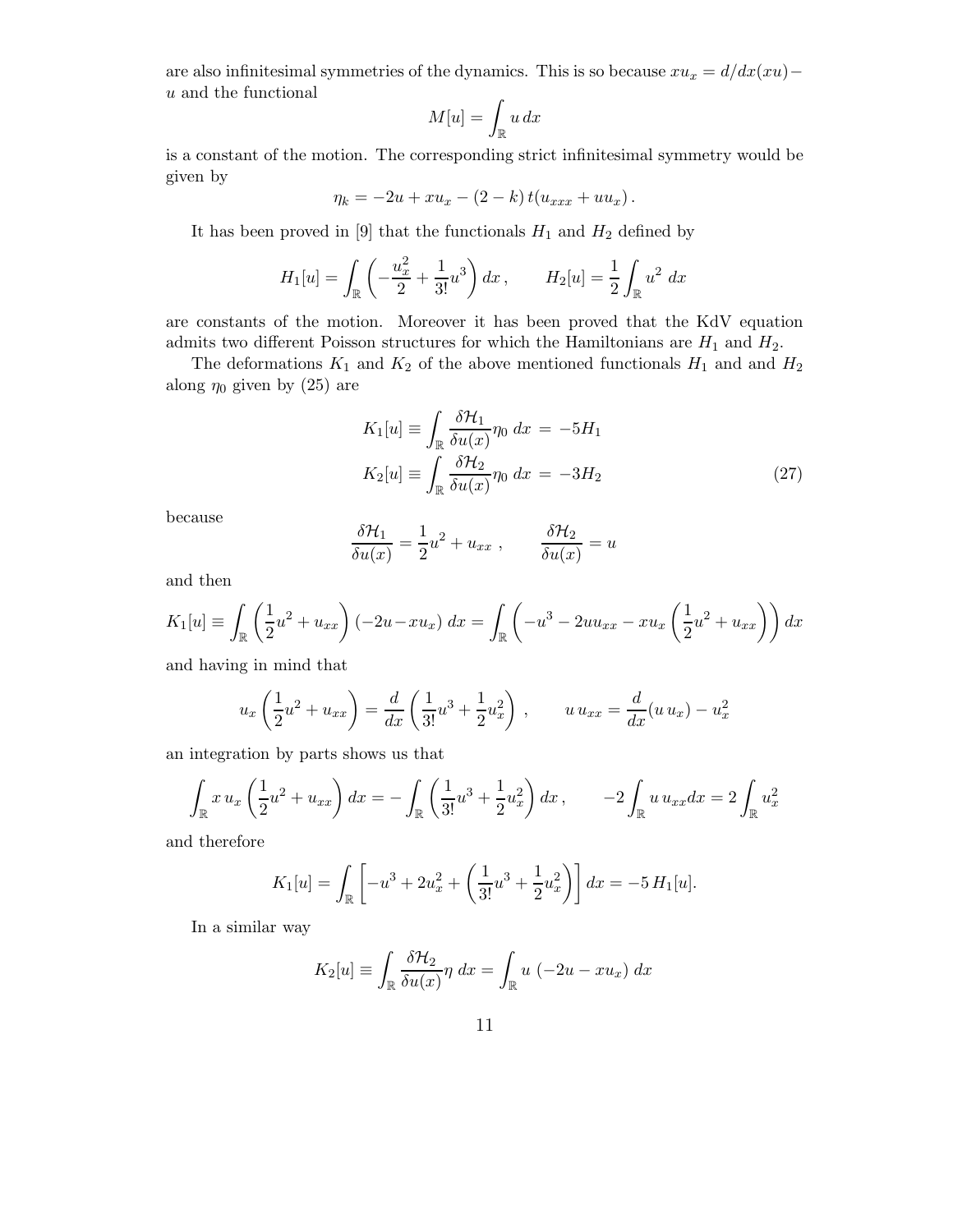are also infinitesimal symmetries of the dynamics. This is so because $xu_x = d/dx(xu) - u$ and the functional

$$M[u] = \int_{\mathbb{R}} u\, dx$$

is a constant of the motion. The corresponding strict infinitesimal symmetry would be given by

$$\eta_k = -2u + xu_x - (2-k)\, t(u_{xxx} + uu_x)\,.$$

It has been proved in [9] that the functionals $H_1$ and $H_2$ defined by

$$H_1[u] = \int_{\mathbb{R}} \left( -\frac{u_x^2}{2} + \frac{1}{3!}u^3 \right) dx\,, \qquad H_2[u] = \frac{1}{2}\int_{\mathbb{R}} u^2\ dx$$

are constants of the motion. Moreover it has been proved that the KdV equation admits two different Poisson structures for which the Hamiltonians are $H_1$ and $H_2$.

The deformations $K_1$ and $K_2$ of the above mentioned functionals $H_1$ and and $H_2$ along $\eta_0$ given by (25) are

$$\begin{aligned} K_1[u] &\equiv \int_{\mathbb{R}} \frac{\delta \mathcal{H}_1}{\delta u(x)}\eta_0\ dx \ = \ -5H_1 \\ K_2[u] &\equiv \int_{\mathbb{R}} \frac{\delta \mathcal{H}_2}{\delta u(x)}\eta_0\ dx \ = \ -3H_2 \end{aligned} \tag{27}$$

because

$$\frac{\delta \mathcal{H}_1}{\delta u(x)} = \frac{1}{2}u^2 + u_{xx}\ , \qquad \frac{\delta \mathcal{H}_2}{\delta u(x)} = u$$

and then

$$K_1[u] \equiv \int_{\mathbb{R}} \left(\frac{1}{2}u^2 + u_{xx}\right)(-2u - xu_x)\ dx = \int_{\mathbb{R}} \left( -u^3 - 2uu_{xx} - xu_x\left(\frac{1}{2}u^2 + u_{xx}\right)\right) dx$$

and having in mind that

$$u_x\left(\frac{1}{2}u^2 + u_{xx}\right) = \frac{d}{dx}\left(\frac{1}{3!}u^3 + \frac{1}{2}u_x^2\right)\ , \qquad u\, u_{xx} = \frac{d}{dx}(u\, u_x) - u_x^2$$

an integration by parts shows us that

$$\int_{\mathbb{R}} x\, u_x \left(\frac{1}{2}u^2 + u_{xx}\right) dx = -\int_{\mathbb{R}} \left(\frac{1}{3!}u^3 + \frac{1}{2}u_x^2\right) dx\,, \qquad -2\int_{\mathbb{R}} u\, u_{xx} dx = 2\int_{\mathbb{R}} u_x^2$$

and therefore

$$K_1[u] = \int_{\mathbb{R}} \left[ -u^3 + 2u_x^2 + \left(\frac{1}{3!}u^3 + \frac{1}{2}u_x^2\right)\right] dx = -5\, H_1[u].$$

In a similar way

$$K_2[u] \equiv \int_{\mathbb{R}} \frac{\delta \mathcal{H}_2}{\delta u(x)}\eta\ dx = \int_{\mathbb{R}} u\ (-2u - xu_x)\ dx$$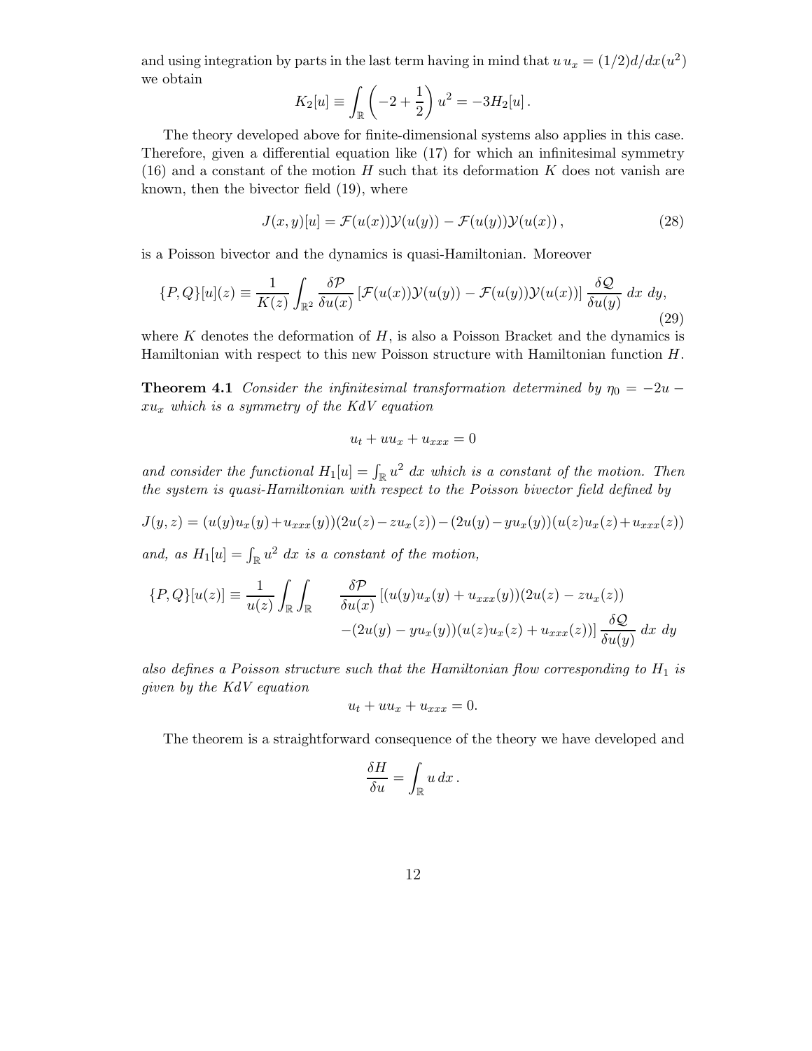and using integration by parts in the last term having in mind that $u\,u_x = (1/2)d/dx(u^2)$ we obtain

$$K_2[u] \equiv \int_{\mathbb{R}} \left(-2 + \frac{1}{2}\right) u^2 = -3H_2[u]\,.$$

The theory developed above for finite-dimensional systems also applies in this case. Therefore, given a differential equation like (17) for which an infinitesimal symmetry (16) and a constant of the motion $H$ such that its deformation $K$ does not vanish are known, then the bivector field (19), where

$$J(x,y)[u] = \mathcal{F}(u(x))\mathcal{Y}(u(y)) - \mathcal{F}(u(y))\mathcal{Y}(u(x))\,, \tag{28}$$

is a Poisson bivector and the dynamics is quasi-Hamiltonian. Moreover

$$\{P,Q\}[u](z) \equiv \frac{1}{K(z)} \int_{\mathbb{R}^2} \frac{\delta \mathcal{P}}{\delta u(x)} \left[\mathcal{F}(u(x))\mathcal{Y}(u(y)) - \mathcal{F}(u(y))\mathcal{Y}(u(x))\right] \frac{\delta \mathcal{Q}}{\delta u(y)}\; dx\; dy, \tag{29}$$

where $K$ denotes the deformation of $H$, is also a Poisson Bracket and the dynamics is Hamiltonian with respect to this new Poisson structure with Hamiltonian function $H$.

**Theorem 4.1** *Consider the infinitesimal transformation determined by $\eta_0 = -2u - xu_x$ which is a symmetry of the KdV equation*

$$u_t + uu_x + u_{xxx} = 0$$

*and consider the functional $H_1[u] = \int_{\mathbb{R}} u^2\, dx$ which is a constant of the motion. Then the system is quasi-Hamiltonian with respect to the Poisson bivector field defined by*

$$J(y,z) = (u(y)u_x(y) + u_{xxx}(y))(2u(z) - zu_x(z)) - (2u(y) - yu_x(y))(u(z)u_x(z) + u_{xxx}(z))$$

*and, as $H_1[u] = \int_{\mathbb{R}} u^2\, dx$ is a constant of the motion,*

$$\{P,Q\}[u(z)] \equiv \frac{1}{u(z)} \int_{\mathbb{R}} \int_{\mathbb{R}} \qquad \frac{\delta \mathcal{P}}{\delta u(x)} \left[(u(y)u_x(y) + u_{xxx}(y))(2u(z) - zu_x(z)) \right.$$
$$\left. -(2u(y) - yu_x(y))(u(z)u_x(z) + u_{xxx}(z))\right] \frac{\delta \mathcal{Q}}{\delta u(y)}\; dx\; dy$$

*also defines a Poisson structure such that the Hamiltonian flow corresponding to $H_1$ is given by the KdV equation*

$$u_t + uu_x + u_{xxx} = 0.$$

The theorem is a straightforward consequence of the theory we have developed and

$$\frac{\delta H}{\delta u} = \int_{\mathbb{R}} u\, dx\,.$$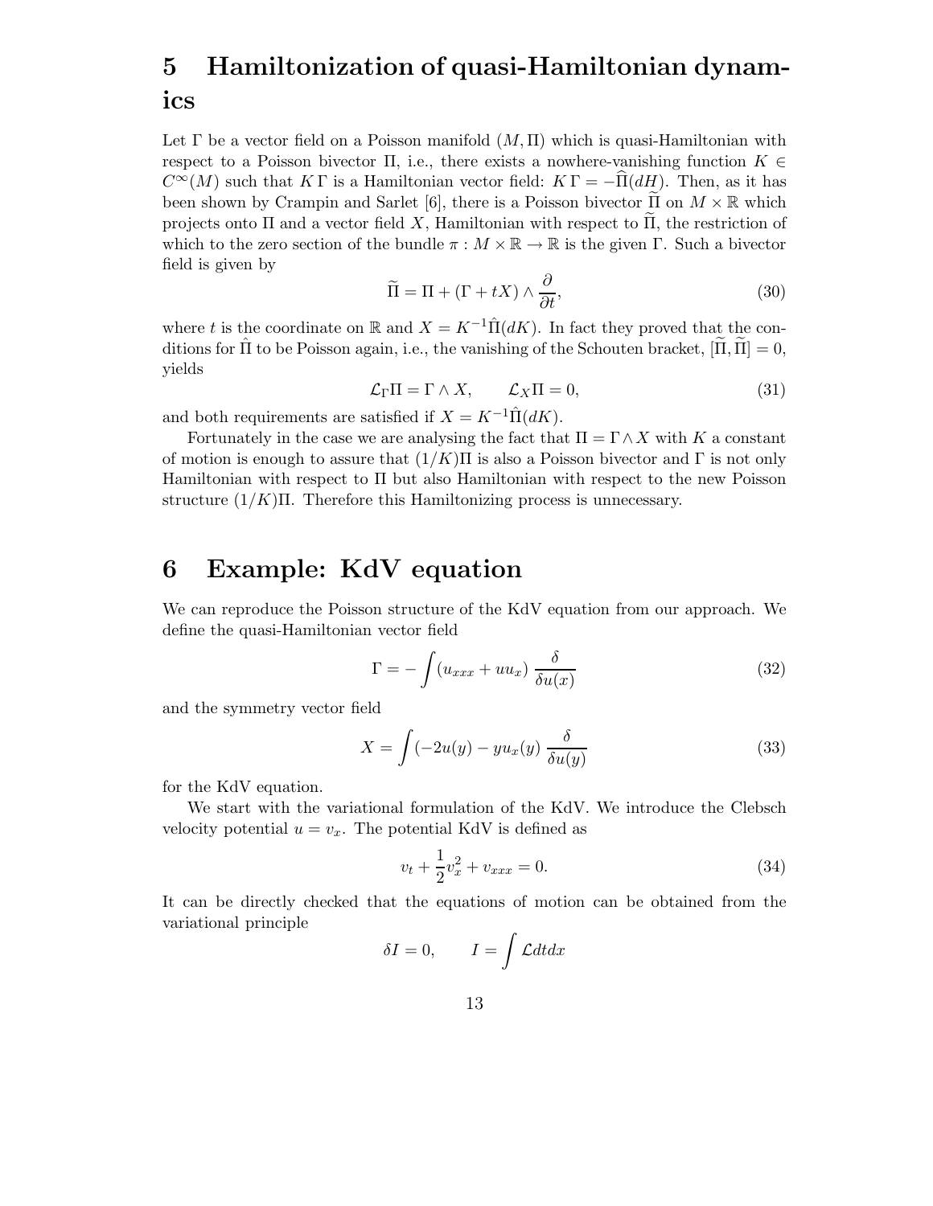# 5 Hamiltonization of quasi-Hamiltonian dynamics

Let $\Gamma$ be a vector field on a Poisson manifold $(M, \Pi)$ which is quasi-Hamiltonian with respect to a Poisson bivector $\Pi$, i.e., there exists a nowhere-vanishing function $K \in C^\infty(M)$ such that $K\,\Gamma$ is a Hamiltonian vector field: $K\,\Gamma = -\widehat{\Pi}(dH)$. Then, as it has been shown by Crampin and Sarlet [6], there is a Poisson bivector $\widetilde{\Pi}$ on $M \times \mathbb{R}$ which projects onto $\Pi$ and a vector field $X$, Hamiltonian with respect to $\widetilde{\Pi}$, the restriction of which to the zero section of the bundle $\pi : M \times \mathbb{R} \to \mathbb{R}$ is the given $\Gamma$. Such a bivector field is given by

$$\widetilde{\Pi} = \Pi + (\Gamma + tX) \wedge \frac{\partial}{\partial t}, \tag{30}$$

where $t$ is the coordinate on $\mathbb{R}$ and $X = K^{-1}\hat{\Pi}(dK)$. In fact they proved that the conditions for $\hat{\Pi}$ to be Poisson again, i.e., the vanishing of the Schouten bracket, $[\widetilde{\Pi}, \widetilde{\Pi}] = 0$, yields

$$\mathcal{L}_\Gamma \Pi = \Gamma \wedge X, \qquad \mathcal{L}_X \Pi = 0, \tag{31}$$

and both requirements are satisfied if $X = K^{-1}\hat{\Pi}(dK)$.

Fortunately in the case we are analysing the fact that $\Pi = \Gamma \wedge X$ with $K$ a constant of motion is enough to assure that $(1/K)\Pi$ is also a Poisson bivector and $\Gamma$ is not only Hamiltonian with respect to $\Pi$ but also Hamiltonian with respect to the new Poisson structure $(1/K)\Pi$. Therefore this Hamiltonizing process is unnecessary.

# 6 Example: KdV equation

We can reproduce the Poisson structure of the KdV equation from our approach. We define the quasi-Hamiltonian vector field

$$\Gamma = -\int (u_{xxx} + uu_x)\, \frac{\delta}{\delta u(x)} \tag{32}$$

and the symmetry vector field

$$X = \int (-2u(y) - yu_x(y)\, \frac{\delta}{\delta u(y)} \tag{33}$$

for the KdV equation.

We start with the variational formulation of the KdV. We introduce the Clebsch velocity potential $u = v_x$. The potential KdV is defined as

$$v_t + \frac{1}{2}v_x^2 + v_{xxx} = 0. \tag{34}$$

It can be directly checked that the equations of motion can be obtained from the variational principle

$$\delta I = 0, \qquad I = \int \mathcal{L} dt dx$$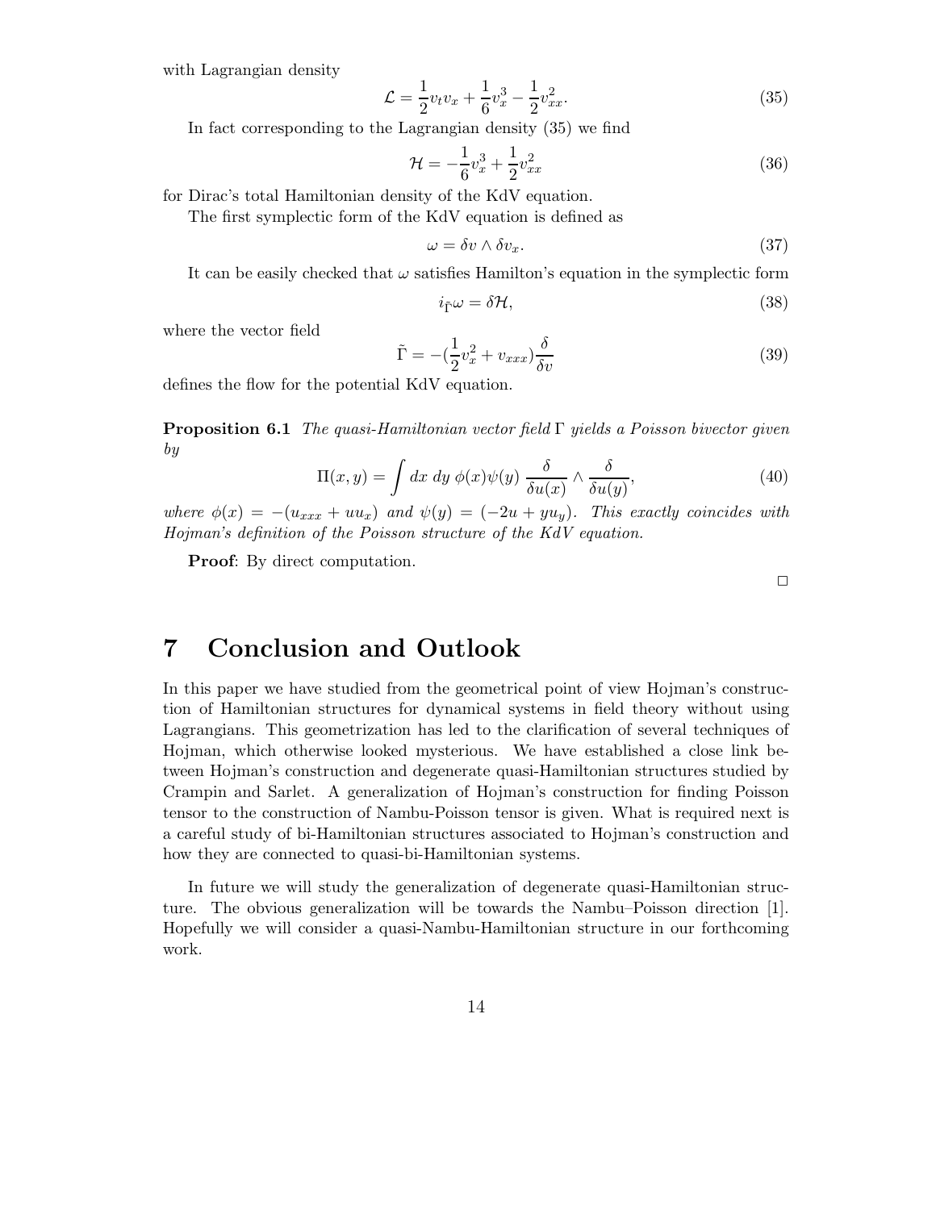with Lagrangian density

$$\mathcal{L} = \frac{1}{2}v_t v_x + \frac{1}{6}v_x^3 - \frac{1}{2}v_{xx}^2. \tag{35}$$

In fact corresponding to the Lagrangian density (35) we find

$$\mathcal{H} = -\frac{1}{6}v_x^3 + \frac{1}{2}v_{xx}^2 \tag{36}$$

for Dirac's total Hamiltonian density of the KdV equation.

The first symplectic form of the KdV equation is defined as

$$\omega = \delta v \wedge \delta v_x. \tag{37}$$

It can be easily checked that $\omega$ satisfies Hamilton's equation in the symplectic form

$$i_{\tilde{\Gamma}}\omega = \delta\mathcal{H}, \tag{38}$$

where the vector field

$$\tilde{\Gamma} = -(\frac{1}{2}v_x^2 + v_{xxx})\frac{\delta}{\delta v} \tag{39}$$

defines the flow for the potential KdV equation.

**Proposition 6.1** *The quasi-Hamiltonian vector field* $\Gamma$ *yields a Poisson bivector given by*

$$\Pi(x,y) = \int dx\; dy\; \phi(x)\psi(y)\; \frac{\delta}{\delta u(x)} \wedge \frac{\delta}{\delta u(y)}, \tag{40}$$

*where* $\phi(x) = -(u_{xxx} + uu_x)$ *and* $\psi(y) = (-2u + yu_y)$*. This exactly coincides with Hojman's definition of the Poisson structure of the KdV equation.*

**Proof**: By direct computation.

□

# 7 Conclusion and Outlook

In this paper we have studied from the geometrical point of view Hojman's construction of Hamiltonian structures for dynamical systems in field theory without using Lagrangians. This geometrization has led to the clarification of several techniques of Hojman, which otherwise looked mysterious. We have established a close link between Hojman's construction and degenerate quasi-Hamiltonian structures studied by Crampin and Sarlet. A generalization of Hojman's construction for finding Poisson tensor to the construction of Nambu-Poisson tensor is given. What is required next is a careful study of bi-Hamiltonian structures associated to Hojman's construction and how they are connected to quasi-bi-Hamiltonian systems.

In future we will study the generalization of degenerate quasi-Hamiltonian structure. The obvious generalization will be towards the Nambu–Poisson direction [1]. Hopefully we will consider a quasi-Nambu-Hamiltonian structure in our forthcoming work.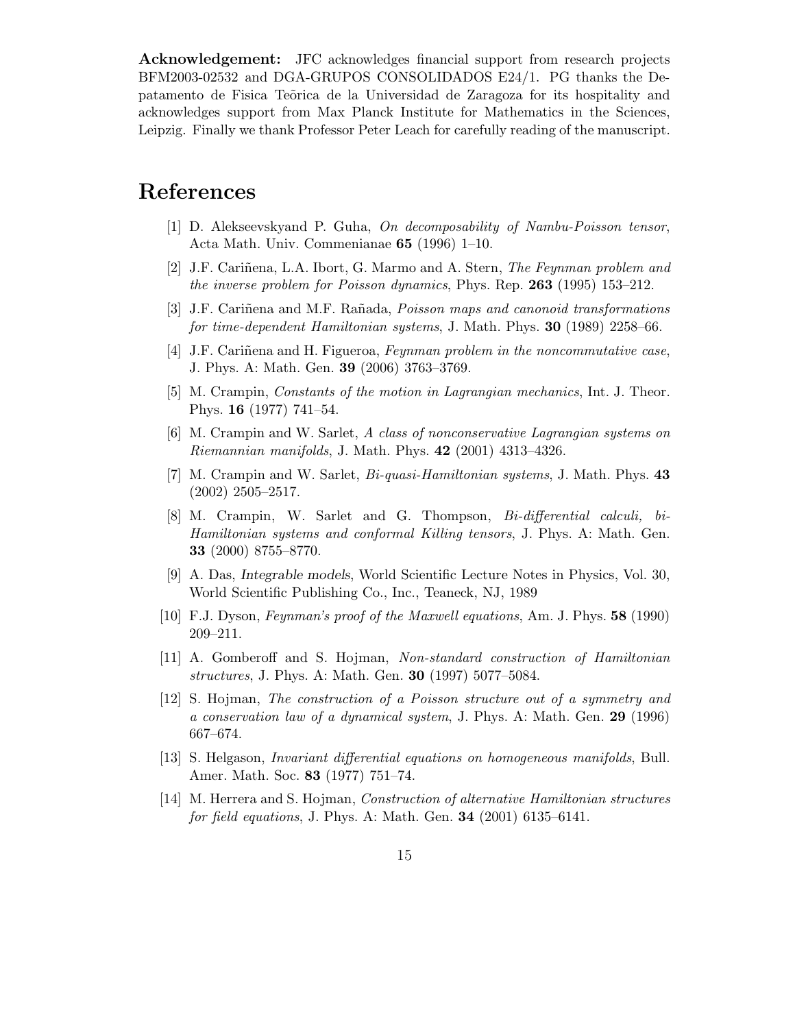**Acknowledgement:** JFC acknowledges financial support from research projects BFM2003-02532 and DGA-GRUPOS CONSOLIDADOS E24/1. PG thanks the Depatamento de Fisica Teõrica de la Universidad de Zaragoza for its hospitality and acknowledges support from Max Planck Institute for Mathematics in the Sciences, Leipzig. Finally we thank Professor Peter Leach for carefully reading of the manuscript.

# References

[1] D. Alekseevskyand P. Guha, *On decomposability of Nambu-Poisson tensor*, Acta Math. Univ. Commenianae **65** (1996) 1–10.

[2] J.F. Cariñena, L.A. Ibort, G. Marmo and A. Stern, *The Feynman problem and the inverse problem for Poisson dynamics*, Phys. Rep. **263** (1995) 153–212.

[3] J.F. Cariñena and M.F. Rañada, *Poisson maps and canonoid transformations for time-dependent Hamiltonian systems*, J. Math. Phys. **30** (1989) 2258–66.

[4] J.F. Cariñena and H. Figueroa, *Feynman problem in the noncommutative case*, J. Phys. A: Math. Gen. **39** (2006) 3763–3769.

[5] M. Crampin, *Constants of the motion in Lagrangian mechanics*, Int. J. Theor. Phys. **16** (1977) 741–54.

[6] M. Crampin and W. Sarlet, *A class of nonconservative Lagrangian systems on Riemannian manifolds*, J. Math. Phys. **42** (2001) 4313–4326.

[7] M. Crampin and W. Sarlet, *Bi-quasi-Hamiltonian systems*, J. Math. Phys. **43** (2002) 2505–2517.

[8] M. Crampin, W. Sarlet and G. Thompson, *Bi-differential calculi, bi-Hamiltonian systems and conformal Killing tensors*, J. Phys. A: Math. Gen. **33** (2000) 8755–8770.

[9] A. Das, *Integrable models*, World Scientific Lecture Notes in Physics, Vol. 30, World Scientific Publishing Co., Inc., Teaneck, NJ, 1989

[10] F.J. Dyson, *Feynman's proof of the Maxwell equations*, Am. J. Phys. **58** (1990) 209–211.

[11] A. Gomberoff and S. Hojman, *Non-standard construction of Hamiltonian structures*, J. Phys. A: Math. Gen. **30** (1997) 5077–5084.

[12] S. Hojman, *The construction of a Poisson structure out of a symmetry and a conservation law of a dynamical system*, J. Phys. A: Math. Gen. **29** (1996) 667–674.

[13] S. Helgason, *Invariant differential equations on homogeneous manifolds*, Bull. Amer. Math. Soc. **83** (1977) 751–74.

[14] M. Herrera and S. Hojman, *Construction of alternative Hamiltonian structures for field equations*, J. Phys. A: Math. Gen. **34** (2001) 6135–6141.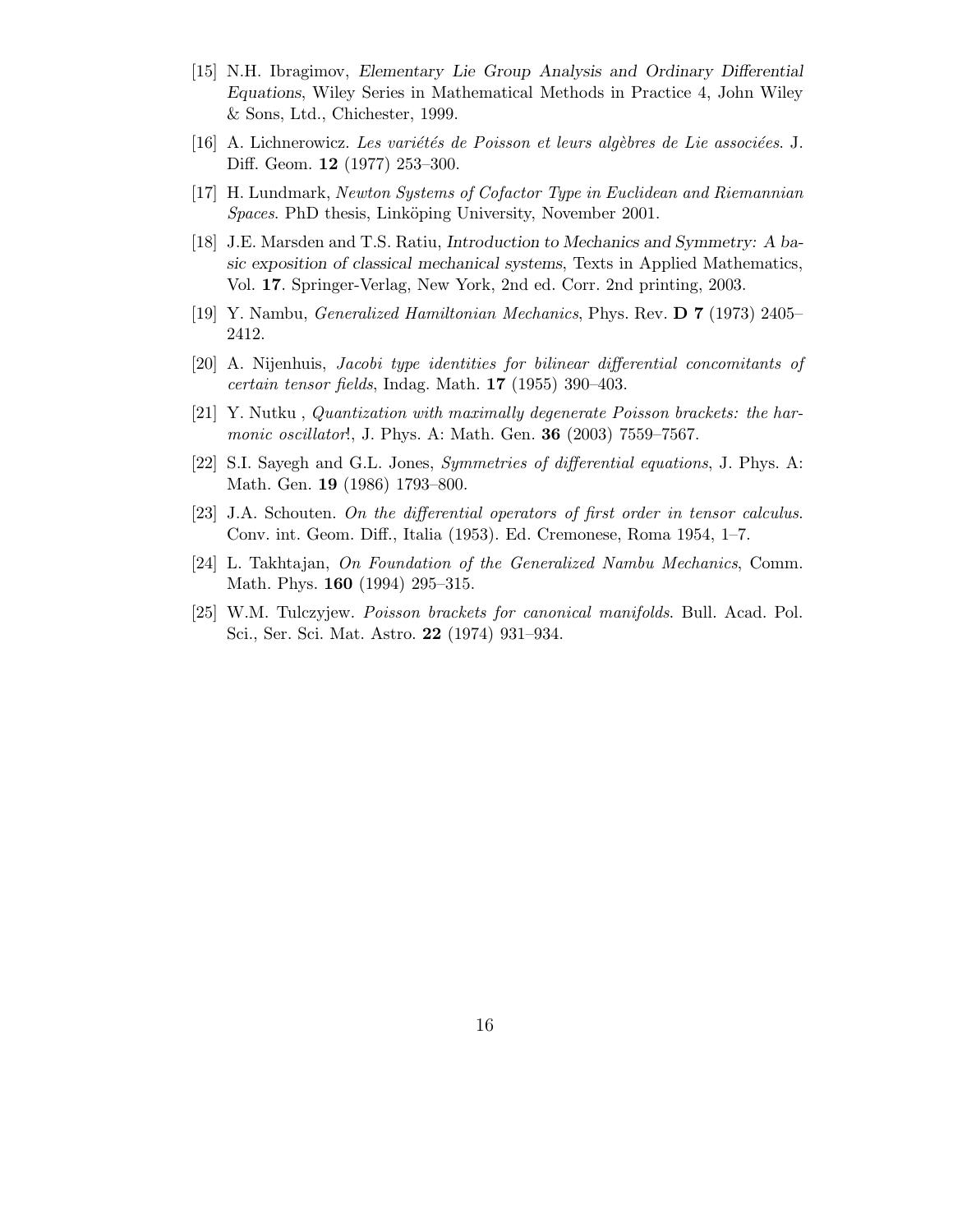[15] N.H. Ibragimov, *Elementary Lie Group Analysis and Ordinary Differential Equations*, Wiley Series in Mathematical Methods in Practice 4, John Wiley & Sons, Ltd., Chichester, 1999.

[16] A. Lichnerowicz. *Les variétés de Poisson et leurs algèbres de Lie associées*. J. Diff. Geom. **12** (1977) 253–300.

[17] H. Lundmark, *Newton Systems of Cofactor Type in Euclidean and Riemannian Spaces*. PhD thesis, Linköping University, November 2001.

[18] J.E. Marsden and T.S. Ratiu, *Introduction to Mechanics and Symmetry: A basic exposition of classical mechanical systems*, Texts in Applied Mathematics, Vol. **17**. Springer-Verlag, New York, 2nd ed. Corr. 2nd printing, 2003.

[19] Y. Nambu, *Generalized Hamiltonian Mechanics*, Phys. Rev. **D 7** (1973) 2405–2412.

[20] A. Nijenhuis, *Jacobi type identities for bilinear differential concomitants of certain tensor fields*, Indag. Math. **17** (1955) 390–403.

[21] Y. Nutku , *Quantization with maximally degenerate Poisson brackets: the harmonic oscillator*!, J. Phys. A: Math. Gen. **36** (2003) 7559–7567.

[22] S.I. Sayegh and G.L. Jones, *Symmetries of differential equations*, J. Phys. A: Math. Gen. **19** (1986) 1793–800.

[23] J.A. Schouten. *On the differential operators of first order in tensor calculus.* Conv. int. Geom. Diff., Italia (1953). Ed. Cremonese, Roma 1954, 1–7.

[24] L. Takhtajan, *On Foundation of the Generalized Nambu Mechanics*, Comm. Math. Phys. **160** (1994) 295–315.

[25] W.M. Tulczyjew. *Poisson brackets for canonical manifolds*. Bull. Acad. Pol. Sci., Ser. Sci. Mat. Astro. **22** (1974) 931–934.